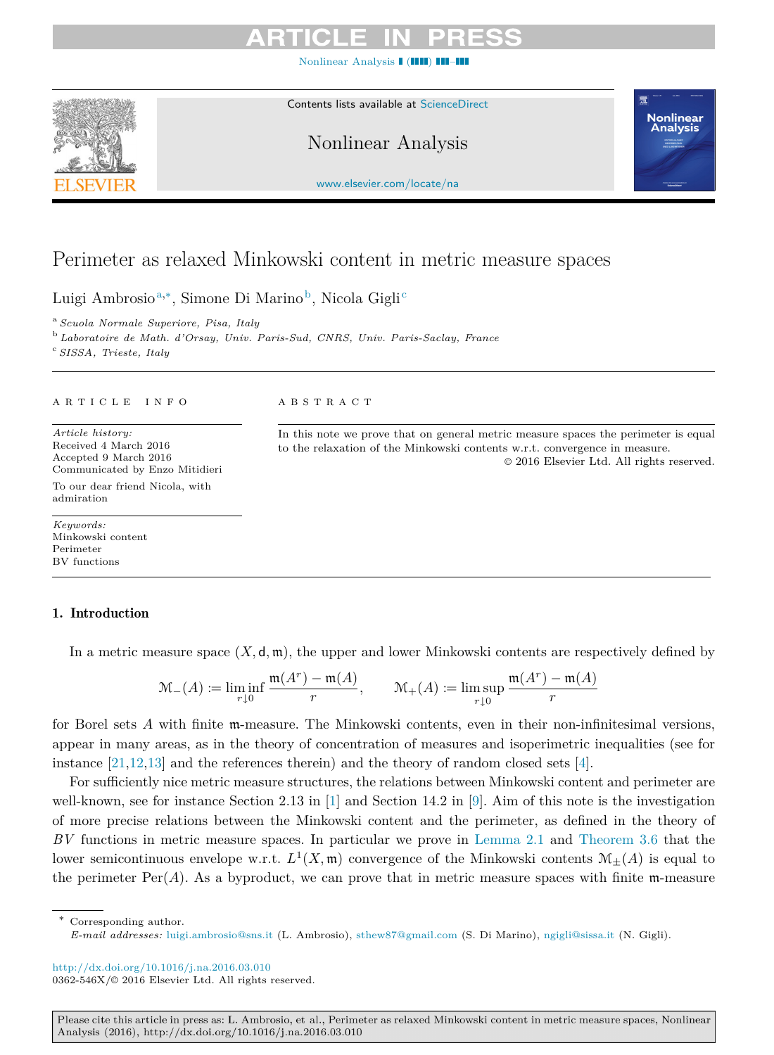# Perimeter as relaxed Minkowski content in metric measure spaces

Luigi Ambrosio[a,*], Simone Di Marino[b], Nicola Gigli[c]

[a] *Scuola Normale Superiore, Pisa, Italy*
[b] *Laboratoire de Math. d'Orsay, Univ. Paris-Sud, CNRS, Univ. Paris-Saclay, France*
[c] *SISSA, Trieste, Italy*

ARTICLE INFO

*Article history:*
Received 4 March 2016
Accepted 9 March 2016
Communicated by Enzo Mitidieri

To our dear friend Nicola, with admiration

*Keywords:*
Minkowski content
Perimeter
BV functions

ABSTRACT

In this note we prove that on general metric measure spaces the perimeter is equal to the relaxation of the Minkowski contents w.r.t. convergence in measure.

© 2016 Elsevier Ltd. All rights reserved.

## 1. Introduction

In a metric measure space $(X, \mathsf{d}, \mathfrak{m})$, the upper and lower Minkowski contents are respectively defined by

$$\mathcal{M}_-(A) := \liminf_{r \downarrow 0} \frac{\mathfrak{m}(A^r) - \mathfrak{m}(A)}{r}, \qquad \mathcal{M}_+(A) := \limsup_{r \downarrow 0} \frac{\mathfrak{m}(A^r) - \mathfrak{m}(A)}{r}$$

for Borel sets $A$ with finite $\mathfrak{m}$-measure. The Minkowski contents, even in their non-infinitesimal versions, appear in many areas, as in the theory of concentration of measures and isoperimetric inequalities (see for instance [21,12,13] and the references therein) and the theory of random closed sets [4].

For sufficiently nice metric measure structures, the relations between Minkowski content and perimeter are well-known, see for instance Section 2.13 in [1] and Section 14.2 in [9]. Aim of this note is the investigation of more precise relations between the Minkowski content and the perimeter, as defined in the theory of $BV$ functions in metric measure spaces. In particular we prove in Lemma 2.1 and Theorem 3.6 that the lower semicontinuous envelope w.r.t. $L^1(X, \mathfrak{m})$ convergence of the Minkowski contents $\mathcal{M}_\pm(A)$ is equal to the perimeter $\mathrm{Per}(A)$. As a byproduct, we can prove that in metric measure spaces with finite $\mathfrak{m}$-measure

---

\* Corresponding author.
*E-mail addresses:* luigi.ambrosio@sns.it (L. Ambrosio), sthew87@gmail.com (S. Di Marino), ngigli@sissa.it (N. Gigli).

http://dx.doi.org/10.1016/j.na.2016.03.010
0362-546X/© 2016 Elsevier Ltd. All rights reserved.

Please cite this article in press as: L. Ambrosio, et al., Perimeter as relaxed Minkowski content in metric measure spaces, Nonlinear Analysis (2016), http://dx.doi.org/10.1016/j.na.2016.03.010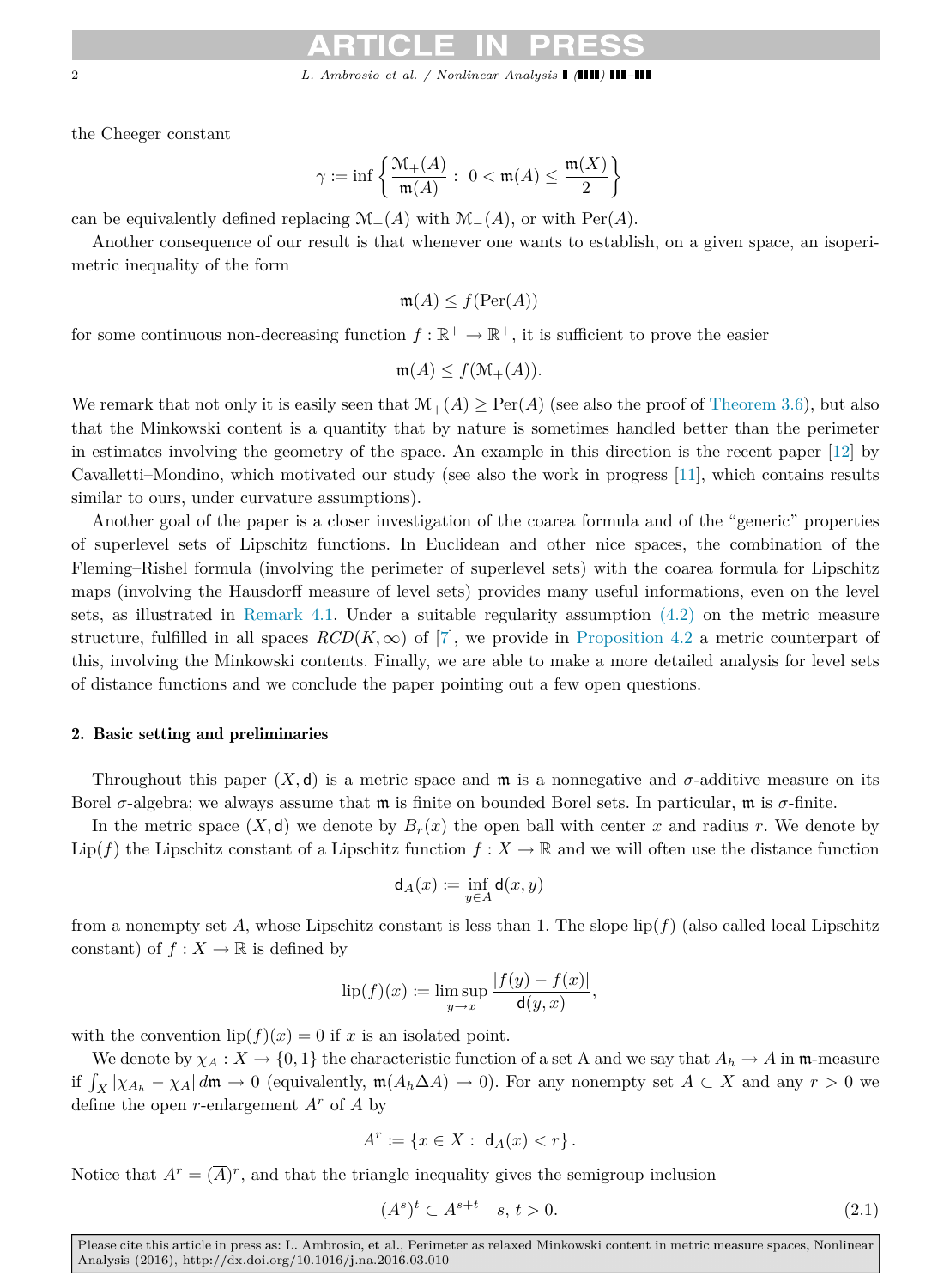the Cheeger constant

$$\gamma := \inf \left\{ \frac{\mathcal{M}_+(A)}{\mathfrak{m}(A)} : \; 0 < \mathfrak{m}(A) \le \frac{\mathfrak{m}(X)}{2} \right\}$$

can be equivalently defined replacing $\mathcal{M}_+(A)$ with $\mathcal{M}_-(A)$, or with $\mathrm{Per}(A)$.

Another consequence of our result is that whenever one wants to establish, on a given space, an isoperimetric inequality of the form

$$\mathfrak{m}(A) \le f(\mathrm{Per}(A))$$

for some continuous non-decreasing function $f : \mathbb{R}^+ \to \mathbb{R}^+$, it is sufficient to prove the easier

$$\mathfrak{m}(A) \le f(\mathcal{M}_+(A)).$$

We remark that not only it is easily seen that $\mathcal{M}_+(A) \ge \mathrm{Per}(A)$ (see also the proof of Theorem 3.6), but also that the Minkowski content is a quantity that by nature is sometimes handled better than the perimeter in estimates involving the geometry of the space. An example in this direction is the recent paper [12] by Cavalletti–Mondino, which motivated our study (see also the work in progress [11], which contains results similar to ours, under curvature assumptions).

Another goal of the paper is a closer investigation of the coarea formula and of the "generic" properties of superlevel sets of Lipschitz functions. In Euclidean and other nice spaces, the combination of the Fleming–Rishel formula (involving the perimeter of superlevel sets) with the coarea formula for Lipschitz maps (involving the Hausdorff measure of level sets) provides many useful informations, even on the level sets, as illustrated in Remark 4.1. Under a suitable regularity assumption (4.2) on the metric measure structure, fulfilled in all spaces $RCD(K, \infty)$ of [7], we provide in Proposition 4.2 a metric counterpart of this, involving the Minkowski contents. Finally, we are able to make a more detailed analysis for level sets of distance functions and we conclude the paper pointing out a few open questions.

## 2. Basic setting and preliminaries

Throughout this paper $(X, \mathsf{d})$ is a metric space and $\mathfrak{m}$ is a nonnegative and $\sigma$-additive measure on its Borel $\sigma$-algebra; we always assume that $\mathfrak{m}$ is finite on bounded Borel sets. In particular, $\mathfrak{m}$ is $\sigma$-finite.

In the metric space $(X, \mathsf{d})$ we denote by $B_r(x)$ the open ball with center $x$ and radius $r$. We denote by $\mathrm{Lip}(f)$ the Lipschitz constant of a Lipschitz function $f : X \to \mathbb{R}$ and we will often use the distance function

$$\mathsf{d}_A(x) := \inf_{y \in A} \mathsf{d}(x, y)$$

from a nonempty set $A$, whose Lipschitz constant is less than 1. The slope $\mathrm{lip}(f)$ (also called local Lipschitz constant) of $f : X \to \mathbb{R}$ is defined by

$$\mathrm{lip}(f)(x) := \limsup_{y \to x} \frac{|f(y) - f(x)|}{\mathsf{d}(y, x)},$$

with the convention $\mathrm{lip}(f)(x) = 0$ if $x$ is an isolated point.

We denote by $\chi_A : X \to \{0, 1\}$ the characteristic function of a set A and we say that $A_h \to A$ in $\mathfrak{m}$-measure if $\int_X |\chi_{A_h} - \chi_A| \, d\mathfrak{m} \to 0$ (equivalently, $\mathfrak{m}(A_h \Delta A) \to 0$). For any nonempty set $A \subset X$ and any $r > 0$ we define the open $r$-enlargement $A^r$ of $A$ by

$$A^r := \{x \in X : \; \mathsf{d}_A(x) < r\}.$$

Notice that $A^r = (\overline{A})^r$, and that the triangle inequality gives the semigroup inclusion

$$(A^s)^t \subset A^{s+t} \quad s, t > 0. \tag{2.1}$$

Please cite this article in press as: L. Ambrosio, et al., Perimeter as relaxed Minkowski content in metric measure spaces, Nonlinear Analysis (2016), http://dx.doi.org/10.1016/j.na.2016.03.010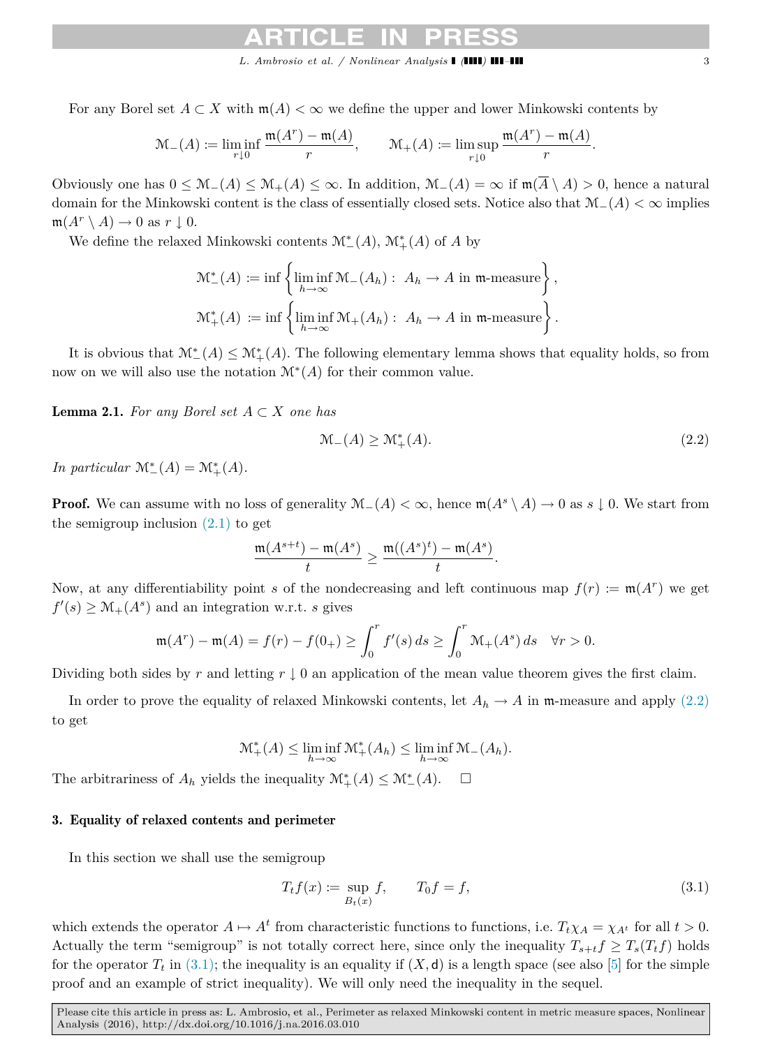For any Borel set $A \subset X$ with $\mathfrak{m}(A) < \infty$ we define the upper and lower Minkowski contents by

$$\mathcal{M}_-(A) := \liminf_{r \downarrow 0} \frac{\mathfrak{m}(A^r) - \mathfrak{m}(A)}{r}, \qquad \mathcal{M}_+(A) := \limsup_{r \downarrow 0} \frac{\mathfrak{m}(A^r) - \mathfrak{m}(A)}{r}.$$

Obviously one has $0 \le \mathcal{M}_-(A) \le \mathcal{M}_+(A) \le \infty$. In addition, $\mathcal{M}_-(A) = \infty$ if $\mathfrak{m}(\overline{A} \setminus A) > 0$, hence a natural domain for the Minkowski content is the class of essentially closed sets. Notice also that $\mathcal{M}_-(A) < \infty$ implies $\mathfrak{m}(A^r \setminus A) \to 0$ as $r \downarrow 0$.

We define the relaxed Minkowski contents $\mathcal{M}_-^*(A)$, $\mathcal{M}_+^*(A)$ of $A$ by

$$\mathcal{M}_-^*(A) := \inf\left\{ \liminf_{h \to \infty} \mathcal{M}_-(A_h) : \ A_h \to A \text{ in } \mathfrak{m}\text{-measure} \right\},$$

$$\mathcal{M}_+^*(A) := \inf\left\{ \liminf_{h \to \infty} \mathcal{M}_+(A_h) : \ A_h \to A \text{ in } \mathfrak{m}\text{-measure} \right\}.$$

It is obvious that $\mathcal{M}_-^*(A) \le \mathcal{M}_+^*(A)$. The following elementary lemma shows that equality holds, so from now on we will also use the notation $\mathcal{M}^*(A)$ for their common value.

**Lemma 2.1.** *For any Borel set $A \subset X$ one has*

$$\mathcal{M}_-(A) \ge \mathcal{M}_+^*(A). \tag{2.2}$$

*In particular $\mathcal{M}_-^*(A) = \mathcal{M}_+^*(A)$.*

**Proof.** We can assume with no loss of generality $\mathcal{M}_-(A) < \infty$, hence $\mathfrak{m}(A^s \setminus A) \to 0$ as $s \downarrow 0$. We start from the semigroup inclusion (2.1) to get

$$\frac{\mathfrak{m}(A^{s+t}) - \mathfrak{m}(A^s)}{t} \ge \frac{\mathfrak{m}((A^s)^t) - \mathfrak{m}(A^s)}{t}.$$

Now, at any differentiability point $s$ of the nondecreasing and left continuous map $f(r) := \mathfrak{m}(A^r)$ we get $f'(s) \ge \mathcal{M}_+(A^s)$ and an integration w.r.t. $s$ gives

$$\mathfrak{m}(A^r) - \mathfrak{m}(A) = f(r) - f(0_+) \ge \int_0^r f'(s)\, ds \ge \int_0^r \mathcal{M}_+(A^s)\, ds \quad \forall r > 0.$$

Dividing both sides by $r$ and letting $r \downarrow 0$ an application of the mean value theorem gives the first claim.

In order to prove the equality of relaxed Minkowski contents, let $A_h \to A$ in $\mathfrak{m}$-measure and apply (2.2) to get

$$\mathcal{M}_+^*(A) \le \liminf_{h \to \infty} \mathcal{M}_+^*(A_h) \le \liminf_{h \to \infty} \mathcal{M}_-(A_h).$$

The arbitrariness of $A_h$ yields the inequality $\mathcal{M}_+^*(A) \le \mathcal{M}_-^*(A)$. $\square$

## 3. Equality of relaxed contents and perimeter

In this section we shall use the semigroup

$$T_t f(x) := \sup_{B_t(x)} f, \qquad T_0 f = f, \tag{3.1}$$

which extends the operator $A \mapsto A^t$ from characteristic functions to functions, i.e. $T_t \chi_A = \chi_{A^t}$ for all $t > 0$. Actually the term "semigroup" is not totally correct here, since only the inequality $T_{s+t} f \ge T_s(T_t f)$ holds for the operator $T_t$ in (3.1); the inequality is an equality if $(X, \mathsf{d})$ is a length space (see also [5] for the simple proof and an example of strict inequality). We will only need the inequality in the sequel.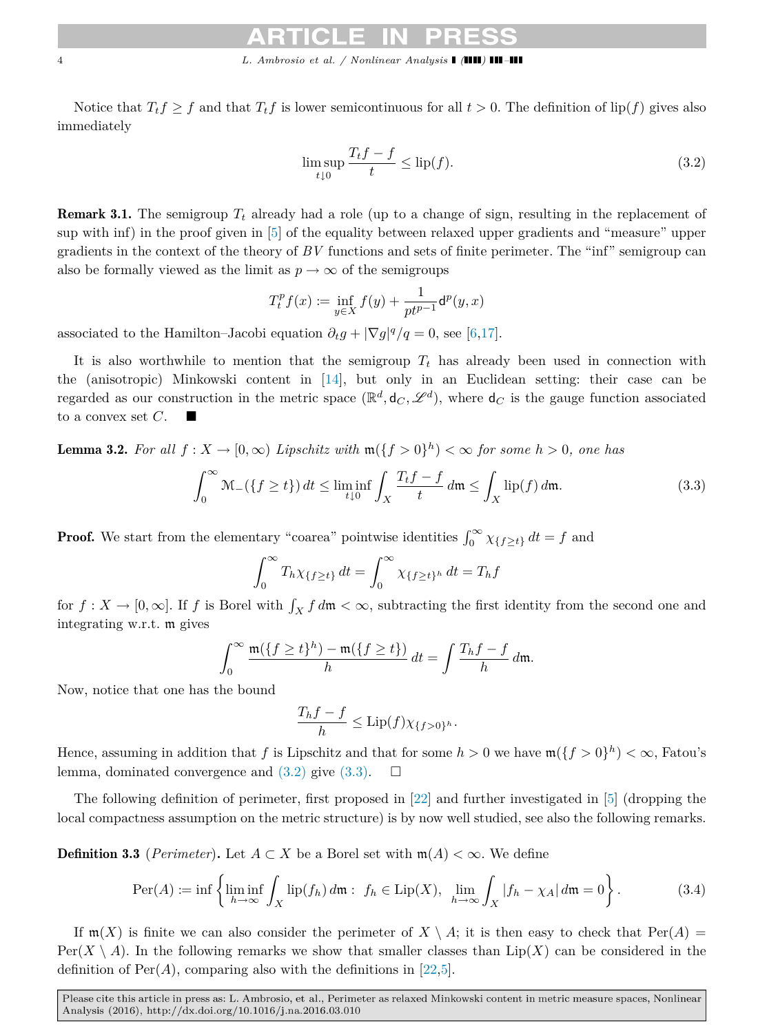Notice that $T_t f \geq f$ and that $T_t f$ is lower semicontinuous for all $t > 0$. The definition of $\mathrm{lip}(f)$ gives also immediately

$$\limsup_{t \downarrow 0} \frac{T_t f - f}{t} \leq \mathrm{lip}(f). \tag{3.2}$$

**Remark 3.1.** The semigroup $T_t$ already had a role (up to a change of sign, resulting in the replacement of sup with inf) in the proof given in [5] of the equality between relaxed upper gradients and "measure" upper gradients in the context of the theory of $BV$ functions and sets of finite perimeter. The "inf" semigroup can also be formally viewed as the limit as $p \to \infty$ of the semigroups

$$T_t^p f(x) := \inf_{y \in X} f(y) + \frac{1}{pt^{p-1}} \mathsf{d}^p(y, x)$$

associated to the Hamilton–Jacobi equation $\partial_t g + |\nabla g|^q / q = 0$, see [6,17].

It is also worthwhile to mention that the semigroup $T_t$ has already been used in connection with the (anisotropic) Minkowski content in [14], but only in an Euclidean setting: their case can be regarded as our construction in the metric space $(\mathbb{R}^d, \mathsf{d}_C, \mathscr{L}^d)$, where $\mathsf{d}_C$ is the gauge function associated to a convex set $C$. ■

**Lemma 3.2.** *For all $f : X \to [0, \infty)$ Lipschitz with $\mathfrak{m}(\{f > 0\}^h) < \infty$ for some $h > 0$, one has*

$$\int_0^\infty \mathcal{M}_-(\{f \geq t\})\, dt \leq \liminf_{t \downarrow 0} \int_X \frac{T_t f - f}{t}\, d\mathfrak{m} \leq \int_X \mathrm{lip}(f)\, d\mathfrak{m}. \tag{3.3}$$

**Proof.** We start from the elementary "coarea" pointwise identities $\int_0^\infty \chi_{\{f \geq t\}}\, dt = f$ and

$$\int_0^\infty T_h \chi_{\{f \geq t\}}\, dt = \int_0^\infty \chi_{\{f \geq t\}^h}\, dt = T_h f$$

for $f : X \to [0, \infty]$. If $f$ is Borel with $\int_X f\, d\mathfrak{m} < \infty$, subtracting the first identity from the second one and integrating w.r.t. $\mathfrak{m}$ gives

$$\int_0^\infty \frac{\mathfrak{m}(\{f \geq t\}^h) - \mathfrak{m}(\{f \geq t\})}{h}\, dt = \int \frac{T_h f - f}{h}\, d\mathfrak{m}.$$

Now, notice that one has the bound

$$\frac{T_h f - f}{h} \leq \mathrm{Lip}(f) \chi_{\{f > 0\}^h}.$$

Hence, assuming in addition that $f$ is Lipschitz and that for some $h > 0$ we have $\mathfrak{m}(\{f > 0\}^h) < \infty$, Fatou's lemma, dominated convergence and (3.2) give (3.3). □

The following definition of perimeter, first proposed in [22] and further investigated in [5] (dropping the local compactness assumption on the metric structure) is by now well studied, see also the following remarks.

**Definition 3.3** (*Perimeter*)**.** Let $A \subset X$ be a Borel set with $\mathfrak{m}(A) < \infty$. We define

$$\mathrm{Per}(A) := \inf \left\{ \liminf_{h \to \infty} \int_X \mathrm{lip}(f_h)\, d\mathfrak{m} : \ f_h \in \mathrm{Lip}(X), \ \lim_{h \to \infty} \int_X |f_h - \chi_A|\, d\mathfrak{m} = 0 \right\}. \tag{3.4}$$

If $\mathfrak{m}(X)$ is finite we can also consider the perimeter of $X \setminus A$; it is then easy to check that $\mathrm{Per}(A) = \mathrm{Per}(X \setminus A)$. In the following remarks we show that smaller classes than $\mathrm{Lip}(X)$ can be considered in the definition of $\mathrm{Per}(A)$, comparing also with the definitions in [22,5].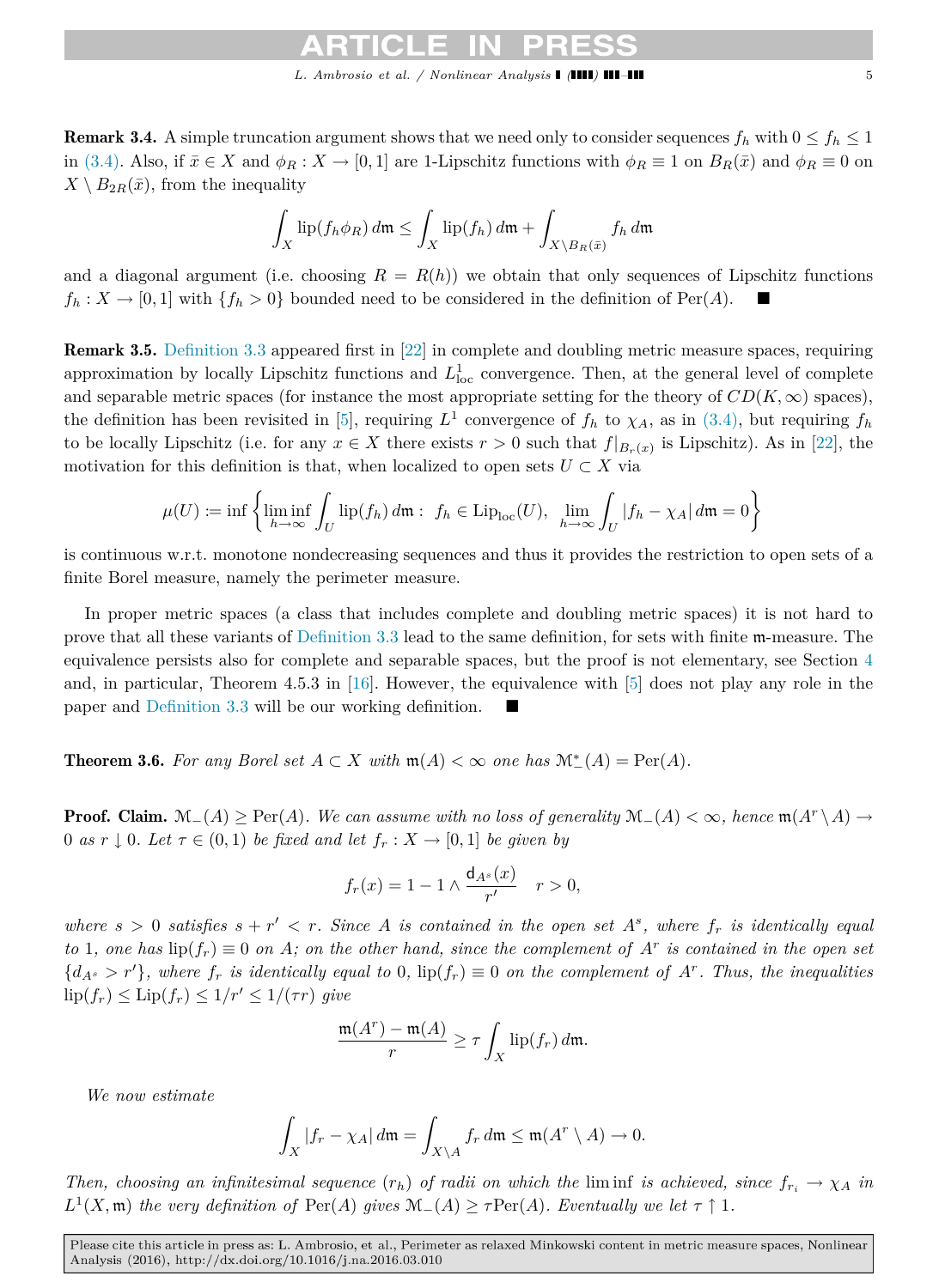**Remark 3.4.** A simple truncation argument shows that we need only to consider sequences $f_h$ with $0 \le f_h \le 1$ in (3.4). Also, if $\bar{x} \in X$ and $\phi_R : X \to [0,1]$ are 1-Lipschitz functions with $\phi_R \equiv 1$ on $B_R(\bar{x})$ and $\phi_R \equiv 0$ on $X \setminus B_{2R}(\bar{x})$, from the inequality

$$\int_X \mathrm{lip}(f_h \phi_R)\, d\mathfrak{m} \le \int_X \mathrm{lip}(f_h)\, d\mathfrak{m} + \int_{X \setminus B_R(\bar{x})} f_h \, d\mathfrak{m}$$

and a diagonal argument (i.e. choosing $R = R(h)$) we obtain that only sequences of Lipschitz functions $f_h : X \to [0,1]$ with $\{f_h > 0\}$ bounded need to be considered in the definition of $\mathrm{Per}(A)$. ■

**Remark 3.5.** Definition 3.3 appeared first in [22] in complete and doubling metric measure spaces, requiring approximation by locally Lipschitz functions and $L^1_{\mathrm{loc}}$ convergence. Then, at the general level of complete and separable metric spaces (for instance the most appropriate setting for the theory of $CD(K,\infty)$ spaces), the definition has been revisited in [5], requiring $L^1$ convergence of $f_h$ to $\chi_A$, as in (3.4), but requiring $f_h$ to be locally Lipschitz (i.e. for any $x \in X$ there exists $r > 0$ such that $f|_{B_r(x)}$ is Lipschitz). As in [22], the motivation for this definition is that, when localized to open sets $U \subset X$ via

$$\mu(U) := \inf \left\{ \liminf_{h \to \infty} \int_U \mathrm{lip}(f_h)\, d\mathfrak{m} : \ f_h \in \mathrm{Lip}_{\mathrm{loc}}(U), \ \lim_{h \to \infty} \int_U |f_h - \chi_A|\, d\mathfrak{m} = 0 \right\}$$

is continuous w.r.t. monotone nondecreasing sequences and thus it provides the restriction to open sets of a finite Borel measure, namely the perimeter measure.

In proper metric spaces (a class that includes complete and doubling metric spaces) it is not hard to prove that all these variants of Definition 3.3 lead to the same definition, for sets with finite $\mathfrak{m}$-measure. The equivalence persists also for complete and separable spaces, but the proof is not elementary, see Section 4 and, in particular, Theorem 4.5.3 in [16]. However, the equivalence with [5] does not play any role in the paper and Definition 3.3 will be our working definition. ■

**Theorem 3.6.** *For any Borel set $A \subset X$ with $\mathfrak{m}(A) < \infty$ one has $\mathcal{M}^*_-(A) = \mathrm{Per}(A)$.*

**Proof. Claim.** $\mathcal{M}_-(A) \ge \mathrm{Per}(A)$. *We can assume with no loss of generality $\mathcal{M}_-(A) < \infty$, hence $\mathfrak{m}(A^r \setminus A) \to 0$ as $r \downarrow 0$. Let $\tau \in (0,1)$ be fixed and let $f_r : X \to [0,1]$ be given by*

$$f_r(x) = 1 - 1 \wedge \frac{\mathsf{d}_{A^s}(x)}{r'} \quad r > 0,$$

*where $s > 0$ satisfies $s + r' < r$. Since $A$ is contained in the open set $A^s$, where $f_r$ is identically equal to 1, one has $\mathrm{lip}(f_r) \equiv 0$ on $A$; on the other hand, since the complement of $A^r$ is contained in the open set $\{d_{A^s} > r'\}$, where $f_r$ is identically equal to 0, $\mathrm{lip}(f_r) \equiv 0$ on the complement of $A^r$. Thus, the inequalities $\mathrm{lip}(f_r) \le \mathrm{Lip}(f_r) \le 1/r' \le 1/(\tau r)$ give*

$$\frac{\mathfrak{m}(A^r) - \mathfrak{m}(A)}{r} \ge \tau \int_X \mathrm{lip}(f_r)\, d\mathfrak{m}.$$

*We now estimate*

$$\int_X |f_r - \chi_A|\, d\mathfrak{m} = \int_{X \setminus A} f_r \, d\mathfrak{m} \le \mathfrak{m}(A^r \setminus A) \to 0.$$

*Then, choosing an infinitesimal sequence $(r_h)$ of radii on which the $\liminf$ is achieved, since $f_{r_i} \to \chi_A$ in $L^1(X,\mathfrak{m})$ the very definition of $\mathrm{Per}(A)$ gives $\mathcal{M}_-(A) \ge \tau \mathrm{Per}(A)$. Eventually we let $\tau \uparrow 1$.*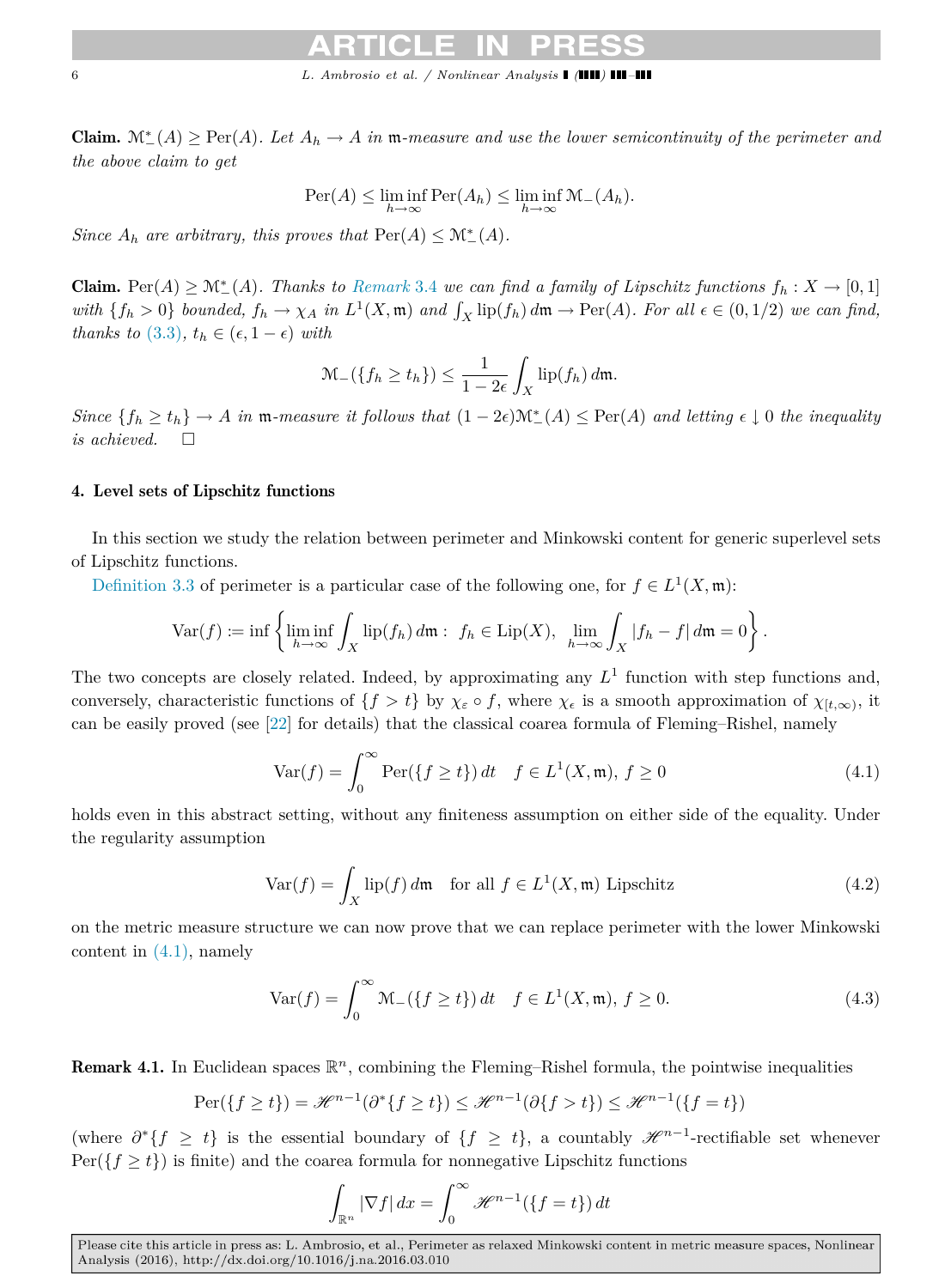**Claim.** $\mathcal{M}^*_-(A) \geq \mathrm{Per}(A)$. *Let $A_h \to A$ in $\mathfrak{m}$-measure and use the lower semicontinuity of the perimeter and the above claim to get*

$$\mathrm{Per}(A) \leq \liminf_{h\to\infty} \mathrm{Per}(A_h) \leq \liminf_{h\to\infty} \mathcal{M}_-(A_h).$$

*Since $A_h$ are arbitrary, this proves that $\mathrm{Per}(A) \leq \mathcal{M}^*_-(A)$.*

**Claim.** $\mathrm{Per}(A) \geq \mathcal{M}^*_-(A)$. *Thanks to Remark 3.4 we can find a family of Lipschitz functions $f_h : X \to [0,1]$ with $\{f_h > 0\}$ bounded, $f_h \to \chi_A$ in $L^1(X,\mathfrak{m})$ and $\int_X \mathrm{lip}(f_h)\,d\mathfrak{m} \to \mathrm{Per}(A)$. For all $\epsilon \in (0,1/2)$ we can find, thanks to (3.3), $t_h \in (\epsilon, 1-\epsilon)$ with*

$$\mathcal{M}_-(\{f_h \geq t_h\}) \leq \frac{1}{1-2\epsilon}\int_X \mathrm{lip}(f_h)\,d\mathfrak{m}.$$

*Since $\{f_h \geq t_h\} \to A$ in $\mathfrak{m}$-measure it follows that $(1-2\epsilon)\mathcal{M}^*_-(A) \leq \mathrm{Per}(A)$ and letting $\epsilon \downarrow 0$ the inequality is achieved.* □

## 4. Level sets of Lipschitz functions

In this section we study the relation between perimeter and Minkowski content for generic superlevel sets of Lipschitz functions.

Definition 3.3 of perimeter is a particular case of the following one, for $f \in L^1(X,\mathfrak{m})$:

$$\mathrm{Var}(f) := \inf\left\{\liminf_{h\to\infty}\int_X \mathrm{lip}(f_h)\,d\mathfrak{m} :\ f_h \in \mathrm{Lip}(X),\ \lim_{h\to\infty}\int_X |f_h - f|\,d\mathfrak{m} = 0\right\}.$$

The two concepts are closely related. Indeed, by approximating any $L^1$ function with step functions and, conversely, characteristic functions of $\{f > t\}$ by $\chi_\varepsilon \circ f$, where $\chi_\epsilon$ is a smooth approximation of $\chi_{[t,\infty)}$, it can be easily proved (see [22] for details) that the classical coarea formula of Fleming–Rishel, namely

$$\mathrm{Var}(f) = \int_0^\infty \mathrm{Per}(\{f \geq t\})\,dt \quad f \in L^1(X,\mathfrak{m}),\ f \geq 0 \tag{4.1}$$

holds even in this abstract setting, without any finiteness assumption on either side of the equality. Under the regularity assumption

$$\mathrm{Var}(f) = \int_X \mathrm{lip}(f)\,d\mathfrak{m} \quad \text{for all } f \in L^1(X,\mathfrak{m}) \text{ Lipschitz} \tag{4.2}$$

on the metric measure structure we can now prove that we can replace perimeter with the lower Minkowski content in (4.1), namely

$$\mathrm{Var}(f) = \int_0^\infty \mathcal{M}_-(\{f \geq t\})\,dt \quad f \in L^1(X,\mathfrak{m}),\ f \geq 0. \tag{4.3}$$

**Remark 4.1.** In Euclidean spaces $\mathbb{R}^n$, combining the Fleming–Rishel formula, the pointwise inequalities

$$\mathrm{Per}(\{f \geq t\}) = \mathscr{H}^{n-1}(\partial^*\{f \geq t\}) \leq \mathscr{H}^{n-1}(\partial\{f > t\}) \leq \mathscr{H}^{n-1}(\{f = t\})$$

(where $\partial^*\{f \geq t\}$ is the essential boundary of $\{f \geq t\}$, a countably $\mathscr{H}^{n-1}$-rectifiable set whenever $\mathrm{Per}(\{f \geq t\})$ is finite) and the coarea formula for nonnegative Lipschitz functions

$$\int_{\mathbb{R}^n} |\nabla f|\,dx = \int_0^\infty \mathscr{H}^{n-1}(\{f = t\})\,dt$$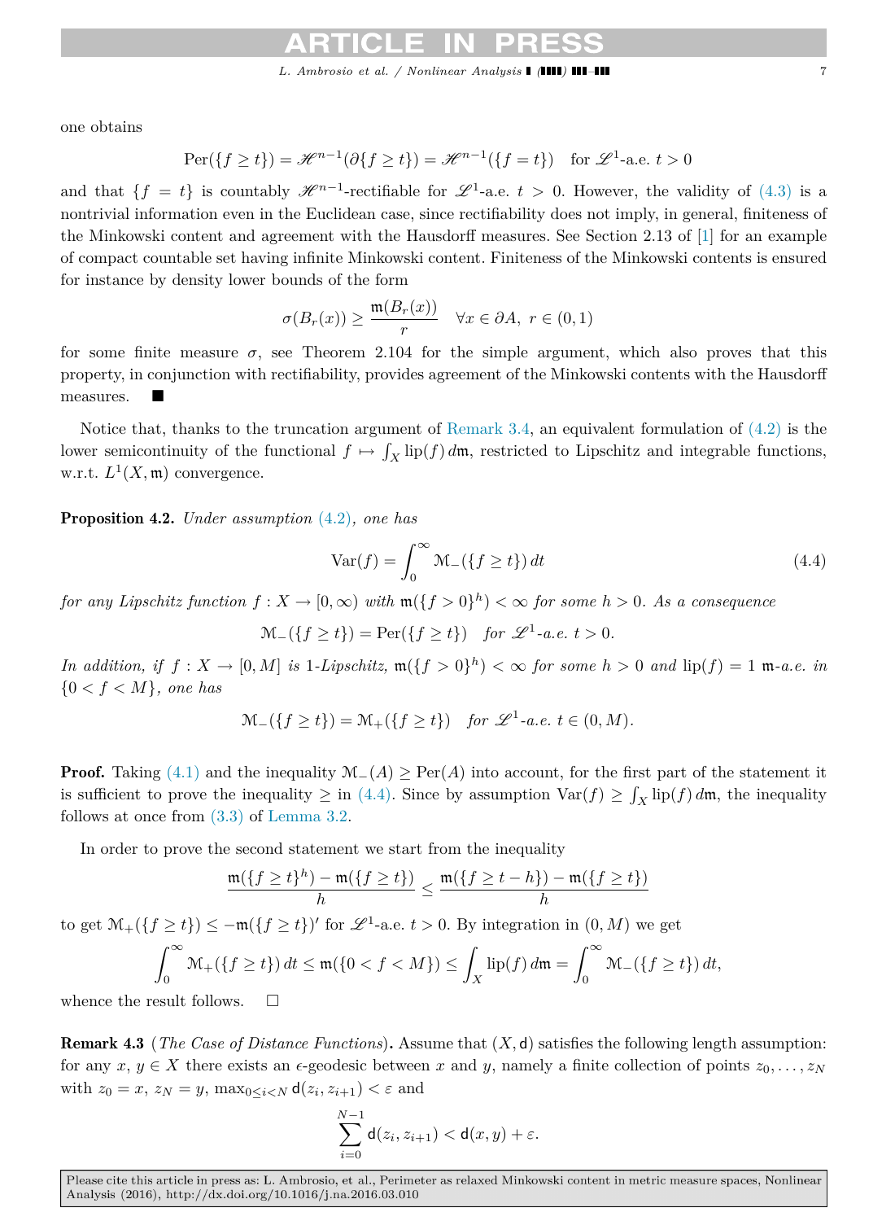one obtains

$$\mathrm{Per}(\{f \geq t\}) = \mathscr{H}^{n-1}(\partial\{f \geq t\}) = \mathscr{H}^{n-1}(\{f = t\}) \quad \text{for } \mathscr{L}^1\text{-a.e. } t > 0$$

and that $\{f = t\}$ is countably $\mathscr{H}^{n-1}$-rectifiable for $\mathscr{L}^1$-a.e. $t > 0$. However, the validity of (4.3) is a nontrivial information even in the Euclidean case, since rectifiability does not imply, in general, finiteness of the Minkowski content and agreement with the Hausdorff measures. See Section 2.13 of [1] for an example of compact countable set having infinite Minkowski content. Finiteness of the Minkowski contents is ensured for instance by density lower bounds of the form

$$\sigma(B_r(x)) \geq \frac{\mathfrak{m}(B_r(x))}{r} \quad \forall x \in \partial A,\ r \in (0,1)$$

for some finite measure $\sigma$, see Theorem 2.104 for the simple argument, which also proves that this property, in conjunction with rectifiability, provides agreement of the Minkowski contents with the Hausdorff measures. ■

Notice that, thanks to the truncation argument of Remark 3.4, an equivalent formulation of (4.2) is the lower semicontinuity of the functional $f \mapsto \int_X \mathrm{lip}(f)\, d\mathfrak{m}$, restricted to Lipschitz and integrable functions, w.r.t. $L^1(X, \mathfrak{m})$ convergence.

**Proposition 4.2.** *Under assumption (4.2), one has*

$$\mathrm{Var}(f) = \int_0^\infty \mathcal{M}_-(\{f \geq t\})\, dt \tag{4.4}$$

*for any Lipschitz function $f : X \to [0, \infty)$ with $\mathfrak{m}(\{f > 0\}^h) < \infty$ for some $h > 0$. As a consequence*

$$\mathcal{M}_-(\{f \geq t\}) = \mathrm{Per}(\{f \geq t\}) \quad \text{for } \mathscr{L}^1\text{-a.e. } t > 0.$$

*In addition, if $f : X \to [0, M]$ is 1-Lipschitz, $\mathfrak{m}(\{f > 0\}^h) < \infty$ for some $h > 0$ and $\mathrm{lip}(f) = 1$ $\mathfrak{m}$-a.e. in $\{0 < f < M\}$, one has*

$$\mathcal{M}_-(\{f \geq t\}) = \mathcal{M}_+(\{f \geq t\}) \quad \text{for } \mathscr{L}^1\text{-a.e. } t \in (0, M).$$

**Proof.** Taking (4.1) and the inequality $\mathcal{M}_-(A) \geq \mathrm{Per}(A)$ into account, for the first part of the statement it is sufficient to prove the inequality $\geq$ in (4.4). Since by assumption $\mathrm{Var}(f) \geq \int_X \mathrm{lip}(f)\, d\mathfrak{m}$, the inequality follows at once from (3.3) of Lemma 3.2.

In order to prove the second statement we start from the inequality

$$\frac{\mathfrak{m}(\{f \geq t\}^h) - \mathfrak{m}(\{f \geq t\})}{h} \leq \frac{\mathfrak{m}(\{f \geq t - h\}) - \mathfrak{m}(\{f \geq t\})}{h}$$

to get $\mathcal{M}_+(\{f \geq t\}) \leq -\mathfrak{m}(\{f \geq t\})'$ for $\mathscr{L}^1$-a.e. $t > 0$. By integration in $(0, M)$ we get

$$\int_0^\infty \mathcal{M}_+(\{f \geq t\})\, dt \leq \mathfrak{m}(\{0 < f < M\}) \leq \int_X \mathrm{lip}(f)\, d\mathfrak{m} = \int_0^\infty \mathcal{M}_-(\{f \geq t\})\, dt,$$

whence the result follows. □

**Remark 4.3** (*The Case of Distance Functions*)**.** Assume that $(X, \mathsf{d})$ satisfies the following length assumption: for any $x$, $y \in X$ there exists an $\epsilon$-geodesic between $x$ and $y$, namely a finite collection of points $z_0, \ldots, z_N$ with $z_0 = x$, $z_N = y$, $\max_{0 \leq i < N} \mathsf{d}(z_i, z_{i+1}) < \varepsilon$ and

$$\sum_{i=0}^{N-1} \mathsf{d}(z_i, z_{i+1}) < \mathsf{d}(x, y) + \varepsilon.$$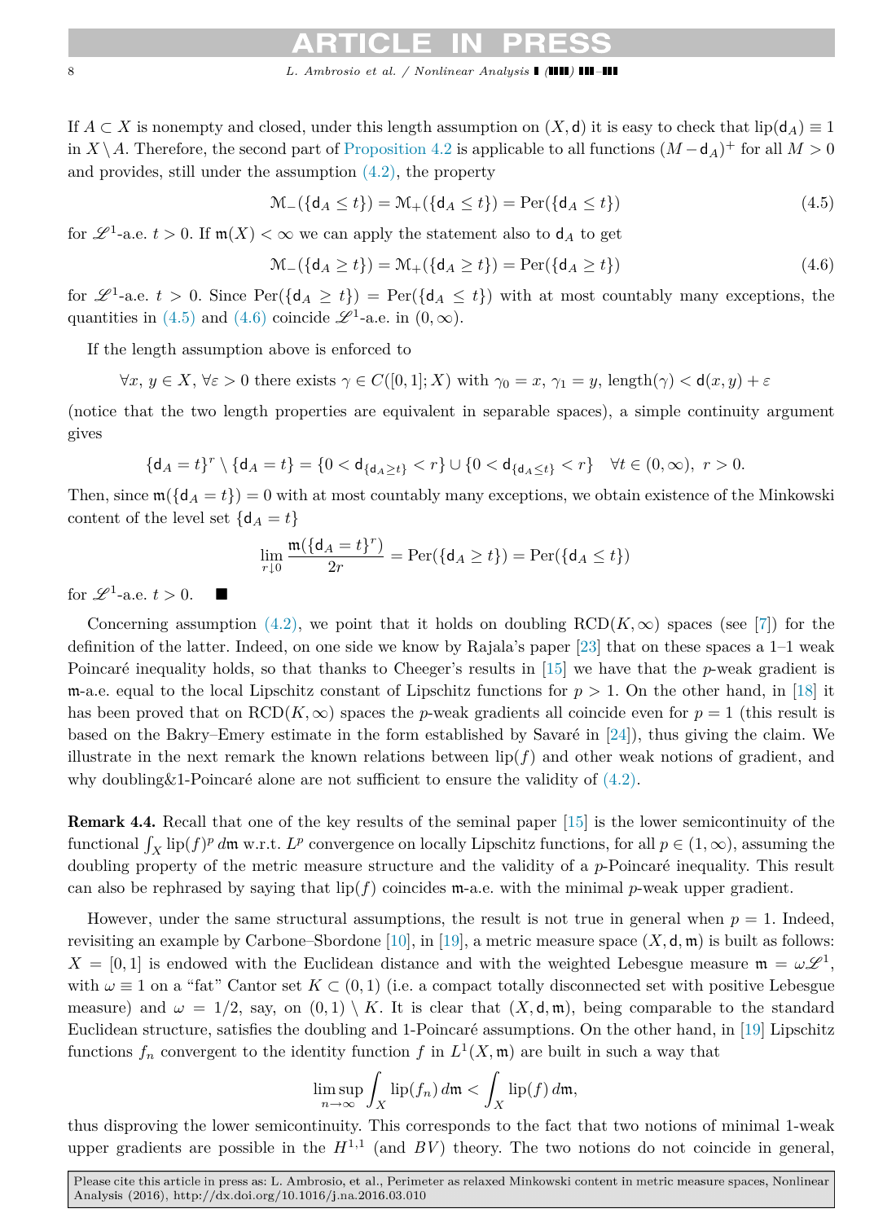If $A \subset X$ is nonempty and closed, under this length assumption on $(X, \mathsf{d})$ it is easy to check that $\mathrm{lip}(\mathsf{d}_A) \equiv 1$ in $X \setminus A$. Therefore, the second part of Proposition 4.2 is applicable to all functions $(M - \mathsf{d}_A)^+$ for all $M > 0$ and provides, still under the assumption (4.2), the property

$$\mathcal{M}_-(\{\mathsf{d}_A \le t\}) = \mathcal{M}_+(\{\mathsf{d}_A \le t\}) = \mathrm{Per}(\{\mathsf{d}_A \le t\}) \tag{4.5}$$

for $\mathscr{L}^1$-a.e. $t > 0$. If $\mathfrak{m}(X) < \infty$ we can apply the statement also to $\mathsf{d}_A$ to get

$$\mathcal{M}_-(\{\mathsf{d}_A \ge t\}) = \mathcal{M}_+(\{\mathsf{d}_A \ge t\}) = \mathrm{Per}(\{\mathsf{d}_A \ge t\}) \tag{4.6}$$

for $\mathscr{L}^1$-a.e. $t > 0$. Since $\mathrm{Per}(\{\mathsf{d}_A \ge t\}) = \mathrm{Per}(\{\mathsf{d}_A \le t\})$ with at most countably many exceptions, the quantities in (4.5) and (4.6) coincide $\mathscr{L}^1$-a.e. in $(0, \infty)$.

If the length assumption above is enforced to

$$\forall x,\, y \in X,\ \forall \varepsilon > 0 \text{ there exists } \gamma \in C([0,1]; X) \text{ with } \gamma_0 = x,\ \gamma_1 = y,\ \mathrm{length}(\gamma) < \mathsf{d}(x, y) + \varepsilon$$

(notice that the two length properties are equivalent in separable spaces), a simple continuity argument gives

$$\{\mathsf{d}_A = t\}^r \setminus \{\mathsf{d}_A = t\} = \{0 < \mathsf{d}_{\{\mathsf{d}_A \ge t\}} < r\} \cup \{0 < \mathsf{d}_{\{\mathsf{d}_A \le t\}} < r\} \quad \forall t \in (0, \infty),\ r > 0.$$

Then, since $\mathfrak{m}(\{\mathsf{d}_A = t\}) = 0$ with at most countably many exceptions, we obtain existence of the Minkowski content of the level set $\{\mathsf{d}_A = t\}$

$$\lim_{r \downarrow 0} \frac{\mathfrak{m}(\{\mathsf{d}_A = t\}^r)}{2r} = \mathrm{Per}(\{\mathsf{d}_A \ge t\}) = \mathrm{Per}(\{\mathsf{d}_A \le t\})$$

for $\mathscr{L}^1$-a.e. $t > 0$. ∎

Concerning assumption (4.2), we point that it holds on doubling $\mathrm{RCD}(K, \infty)$ spaces (see [7]) for the definition of the latter. Indeed, on one side we know by Rajala's paper [23] that on these spaces a 1–1 weak Poincaré inequality holds, so that thanks to Cheeger's results in [15] we have that the $p$-weak gradient is $\mathfrak{m}$-a.e. equal to the local Lipschitz constant of Lipschitz functions for $p > 1$. On the other hand, in [18] it has been proved that on $\mathrm{RCD}(K, \infty)$ spaces the $p$-weak gradients all coincide even for $p = 1$ (this result is based on the Bakry–Emery estimate in the form established by Savaré in [24]), thus giving the claim. We illustrate in the next remark the known relations between $\mathrm{lip}(f)$ and other weak notions of gradient, and why doubling&1-Poincaré alone are not sufficient to ensure the validity of (4.2).

**Remark 4.4.** Recall that one of the key results of the seminal paper [15] is the lower semicontinuity of the functional $\int_X \mathrm{lip}(f)^p \, d\mathfrak{m}$ w.r.t. $L^p$ convergence on locally Lipschitz functions, for all $p \in (1, \infty)$, assuming the doubling property of the metric measure structure and the validity of a $p$-Poincaré inequality. This result can also be rephrased by saying that $\mathrm{lip}(f)$ coincides $\mathfrak{m}$-a.e. with the minimal $p$-weak upper gradient.

However, under the same structural assumptions, the result is not true in general when $p = 1$. Indeed, revisiting an example by Carbone–Sbordone [10], in [19], a metric measure space $(X, \mathsf{d}, \mathfrak{m})$ is built as follows: $X = [0, 1]$ is endowed with the Euclidean distance and with the weighted Lebesgue measure $\mathfrak{m} = \omega \mathscr{L}^1$, with $\omega \equiv 1$ on a "fat" Cantor set $K \subset (0, 1)$ (i.e. a compact totally disconnected set with positive Lebesgue measure) and $\omega = 1/2$, say, on $(0, 1) \setminus K$. It is clear that $(X, \mathsf{d}, \mathfrak{m})$, being comparable to the standard Euclidean structure, satisfies the doubling and 1-Poincaré assumptions. On the other hand, in [19] Lipschitz functions $f_n$ convergent to the identity function $f$ in $L^1(X, \mathfrak{m})$ are built in such a way that

$$\limsup_{n \to \infty} \int_X \mathrm{lip}(f_n) \, d\mathfrak{m} < \int_X \mathrm{lip}(f) \, d\mathfrak{m},$$

thus disproving the lower semicontinuity. This corresponds to the fact that two notions of minimal 1-weak upper gradients are possible in the $H^{1,1}$ (and $BV$) theory. The two notions do not coincide in general,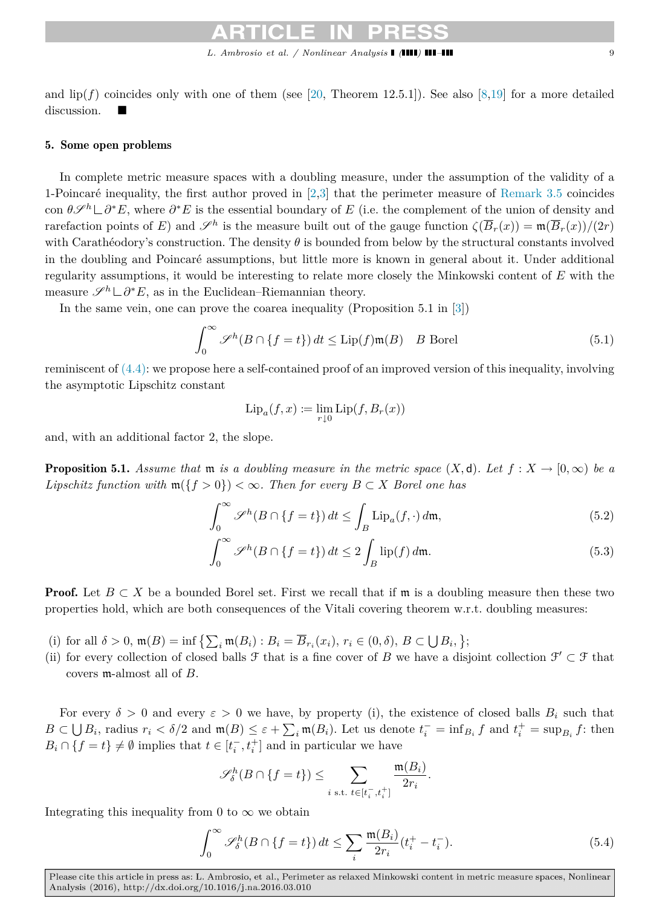and lip($f$) coincides only with one of them (see [20, Theorem 12.5.1]). See also [8,19] for a more detailed discussion. ■

## 5. Some open problems

In complete metric measure spaces with a doubling measure, under the assumption of the validity of a 1-Poincaré inequality, the first author proved in [2,3] that the perimeter measure of Remark 3.5 coincides con $\theta \mathscr{S}^h \llcorner \partial^* E$, where $\partial^* E$ is the essential boundary of $E$ (i.e. the complement of the union of density and rarefaction points of $E$) and $\mathscr{S}^h$ is the measure built out of the gauge function $\zeta(\overline{B}_r(x)) = \mathfrak{m}(\overline{B}_r(x))/(2r)$ with Carathéodory's construction. The density $\theta$ is bounded from below by the structural constants involved in the doubling and Poincaré assumptions, but little more is known in general about it. Under additional regularity assumptions, it would be interesting to relate more closely the Minkowski content of $E$ with the measure $\mathscr{S}^h \llcorner \partial^* E$, as in the Euclidean–Riemannian theory.

In the same vein, one can prove the coarea inequality (Proposition 5.1 in [3])

$$\int_0^\infty \mathscr{S}^h(B \cap \{f = t\})\, dt \le \mathrm{Lip}(f)\mathfrak{m}(B) \quad B \text{ Borel} \tag{5.1}$$

reminiscent of (4.4): we propose here a self-contained proof of an improved version of this inequality, involving the asymptotic Lipschitz constant

$$\mathrm{Lip}_a(f,x) := \lim_{r \downarrow 0} \mathrm{Lip}(f, B_r(x))$$

and, with an additional factor 2, the slope.

**Proposition 5.1.** *Assume that $\mathfrak{m}$ is a doubling measure in the metric space $(X, \mathsf{d})$. Let $f : X \to [0,\infty)$ be a Lipschitz function with $\mathfrak{m}(\{f > 0\}) < \infty$. Then for every $B \subset X$ Borel one has*

$$\int_0^\infty \mathscr{S}^h(B \cap \{f = t\})\, dt \le \int_B \mathrm{Lip}_a(f,\cdot)\, d\mathfrak{m}, \tag{5.2}$$

$$\int_0^\infty \mathscr{S}^h(B \cap \{f = t\})\, dt \le 2\int_B \mathrm{lip}(f)\, d\mathfrak{m}. \tag{5.3}$$

**Proof.** Let $B \subset X$ be a bounded Borel set. First we recall that if $\mathfrak{m}$ is a doubling measure then these two properties hold, which are both consequences of the Vitali covering theorem w.r.t. doubling measures:

(i) for all $\delta > 0$, $\mathfrak{m}(B) = \inf\left\{\sum_i \mathfrak{m}(B_i) : B_i = \overline{B}_{r_i}(x_i),\ r_i \in (0,\delta),\ B \subset \bigcup B_i, \right\}$;
(ii) for every collection of closed balls $\mathcal{F}$ that is a fine cover of $B$ we have a disjoint collection $\mathcal{F}' \subset \mathcal{F}$ that covers $\mathfrak{m}$-almost all of $B$.

For every $\delta > 0$ and every $\varepsilon > 0$ we have, by property (i), the existence of closed balls $B_i$ such that $B \subset \bigcup B_i$, radius $r_i < \delta/2$ and $\mathfrak{m}(B) \le \varepsilon + \sum_i \mathfrak{m}(B_i)$. Let us denote $t_i^- = \inf_{B_i} f$ and $t_i^+ = \sup_{B_i} f$: then $B_i \cap \{f = t\} \ne \emptyset$ implies that $t \in [t_i^-, t_i^+]$ and in particular we have

$$\mathscr{S}^h_\delta(B \cap \{f = t\}) \le \sum_{i \text{ s.t. } t \in [t_i^-, t_i^+]} \frac{\mathfrak{m}(B_i)}{2r_i}.$$

Integrating this inequality from 0 to $\infty$ we obtain

$$\int_0^\infty \mathscr{S}^h_\delta(B \cap \{f = t\})\, dt \le \sum_i \frac{\mathfrak{m}(B_i)}{2r_i}(t_i^+ - t_i^-). \tag{5.4}$$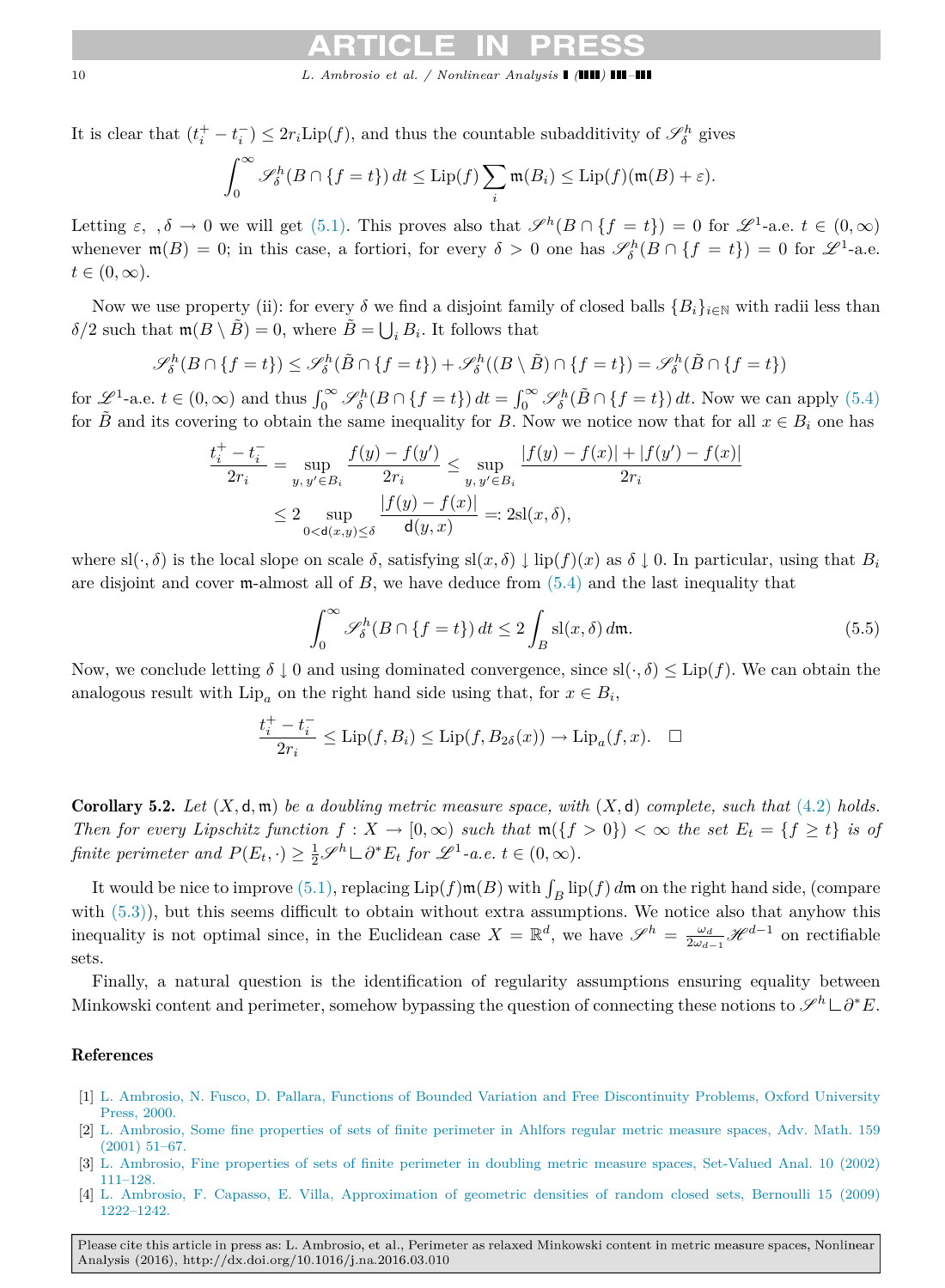It is clear that $(t_i^+ - t_i^-) \le 2r_i \mathrm{Lip}(f)$, and thus the countable subadditivity of $\mathscr{S}^h_\delta$ gives

$$\int_0^\infty \mathscr{S}^h_\delta(B \cap \{f = t\})\, dt \le \mathrm{Lip}(f) \sum_i \mathfrak{m}(B_i) \le \mathrm{Lip}(f)(\mathfrak{m}(B) + \varepsilon).$$

Letting $\varepsilon,\ ,\delta \to 0$ we will get (5.1). This proves also that $\mathscr{S}^h(B \cap \{f = t\}) = 0$ for $\mathscr{L}^1$-a.e. $t \in (0, \infty)$ whenever $\mathfrak{m}(B) = 0$; in this case, a fortiori, for every $\delta > 0$ one has $\mathscr{S}^h_\delta(B \cap \{f = t\}) = 0$ for $\mathscr{L}^1$-a.e. $t \in (0, \infty)$.

Now we use property (ii): for every $\delta$ we find a disjoint family of closed balls $\{B_i\}_{i\in\mathbb{N}}$ with radii less than $\delta/2$ such that $\mathfrak{m}(B \setminus \tilde{B}) = 0$, where $\tilde{B} = \bigcup_i B_i$. It follows that

$$\mathscr{S}^h_\delta(B \cap \{f = t\}) \le \mathscr{S}^h_\delta(\tilde{B} \cap \{f = t\}) + \mathscr{S}^h_\delta((B \setminus \tilde{B}) \cap \{f = t\}) = \mathscr{S}^h_\delta(\tilde{B} \cap \{f = t\})$$

for $\mathscr{L}^1$-a.e. $t \in (0, \infty)$ and thus $\int_0^\infty \mathscr{S}^h_\delta(B \cap \{f = t\})\, dt = \int_0^\infty \mathscr{S}^h_\delta(\tilde{B} \cap \{f = t\})\, dt$. Now we can apply (5.4) for $\tilde{B}$ and its covering to obtain the same inequality for $B$. Now we notice now that for all $x \in B_i$ one has

$$\begin{aligned}
\frac{t_i^+ - t_i^-}{2r_i} &= \sup_{y,\, y' \in B_i} \frac{f(y) - f(y')}{2r_i} \le \sup_{y,\, y' \in B_i} \frac{|f(y) - f(x)| + |f(y') - f(x)|}{2r_i} \\
&\le 2 \sup_{0 < \mathsf{d}(x,y) \le \delta} \frac{|f(y) - f(x)|}{\mathsf{d}(y, x)} =: 2\mathrm{sl}(x, \delta),
\end{aligned}$$

where $\mathrm{sl}(\cdot, \delta)$ is the local slope on scale $\delta$, satisfying $\mathrm{sl}(x, \delta) \downarrow \mathrm{lip}(f)(x)$ as $\delta \downarrow 0$. In particular, using that $B_i$ are disjoint and cover $\mathfrak{m}$-almost all of $B$, we have deduce from (5.4) and the last inequality that

$$\int_0^\infty \mathscr{S}^h_\delta(B \cap \{f = t\})\, dt \le 2 \int_B \mathrm{sl}(x, \delta)\, d\mathfrak{m}. \tag{5.5}$$

Now, we conclude letting $\delta \downarrow 0$ and using dominated convergence, since $\mathrm{sl}(\cdot, \delta) \le \mathrm{Lip}(f)$. We can obtain the analogous result with $\mathrm{Lip}_a$ on the right hand side using that, for $x \in B_i$,

$$\frac{t_i^+ - t_i^-}{2r_i} \le \mathrm{Lip}(f, B_i) \le \mathrm{Lip}(f, B_{2\delta}(x)) \to \mathrm{Lip}_a(f, x). \quad \square$$

**Corollary 5.2.** *Let $(X, \mathsf{d}, \mathfrak{m})$ be a doubling metric measure space, with $(X, \mathsf{d})$ complete, such that (4.2) holds. Then for every Lipschitz function $f : X \to [0, \infty)$ such that $\mathfrak{m}(\{f > 0\}) < \infty$ the set $E_t = \{f \ge t\}$ is of finite perimeter and $P(E_t, \cdot) \ge \frac{1}{2}\mathscr{S}^h \llcorner \partial^* E_t$ for $\mathscr{L}^1$-a.e. $t \in (0, \infty)$.*

It would be nice to improve (5.1), replacing $\mathrm{Lip}(f)\mathfrak{m}(B)$ with $\int_B \mathrm{lip}(f)\, d\mathfrak{m}$ on the right hand side, (compare with (5.3)), but this seems difficult to obtain without extra assumptions. We notice also that anyhow this inequality is not optimal since, in the Euclidean case $X = \mathbb{R}^d$, we have $\mathscr{S}^h = \frac{\omega_d}{2\omega_{d-1}}\mathscr{H}^{d-1}$ on rectifiable sets.

Finally, a natural question is the identification of regularity assumptions ensuring equality between Minkowski content and perimeter, somehow bypassing the question of connecting these notions to $\mathscr{S}^h \llcorner \partial^* E$.

## References

[1] L. Ambrosio, N. Fusco, D. Pallara, Functions of Bounded Variation and Free Discontinuity Problems, Oxford University Press, 2000.

[2] L. Ambrosio, Some fine properties of sets of finite perimeter in Ahlfors regular metric measure spaces, Adv. Math. 159 (2001) 51–67.

[3] L. Ambrosio, Fine properties of sets of finite perimeter in doubling metric measure spaces, Set-Valued Anal. 10 (2002) 111–128.

[4] L. Ambrosio, F. Capasso, E. Villa, Approximation of geometric densities of random closed sets, Bernoulli 15 (2009) 1222–1242.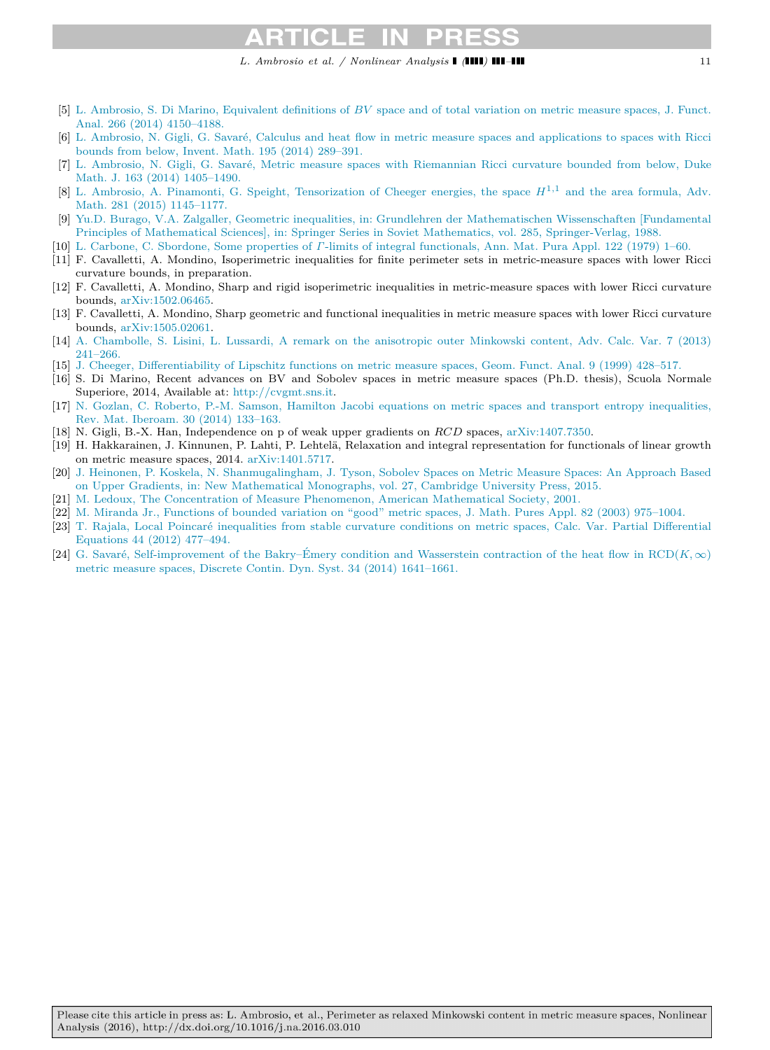[5] L. Ambrosio, S. Di Marino, Equivalent definitions of $BV$ space and of total variation on metric measure spaces, J. Funct. Anal. 266 (2014) 4150–4188.

[6] L. Ambrosio, N. Gigli, G. Savaré, Calculus and heat flow in metric measure spaces and applications to spaces with Ricci bounds from below, Invent. Math. 195 (2014) 289–391.

[7] L. Ambrosio, N. Gigli, G. Savaré, Metric measure spaces with Riemannian Ricci curvature bounded from below, Duke Math. J. 163 (2014) 1405–1490.

[8] L. Ambrosio, A. Pinamonti, G. Speight, Tensorization of Cheeger energies, the space $H^{1,1}$ and the area formula, Adv. Math. 281 (2015) 1145–1177.

[9] Yu.D. Burago, V.A. Zalgaller, Geometric inequalities, in: Grundlehren der Mathematischen Wissenschaften [Fundamental Principles of Mathematical Sciences], in: Springer Series in Soviet Mathematics, vol. 285, Springer-Verlag, 1988.

[10] L. Carbone, C. Sbordone, Some properties of $\Gamma$-limits of integral functionals, Ann. Mat. Pura Appl. 122 (1979) 1–60.

[11] F. Cavalletti, A. Mondino, Isoperimetric inequalities for finite perimeter sets in metric-measure spaces with lower Ricci curvature bounds, in preparation.

[12] F. Cavalletti, A. Mondino, Sharp and rigid isoperimetric inequalities in metric-measure spaces with lower Ricci curvature bounds, arXiv:1502.06465.

[13] F. Cavalletti, A. Mondino, Sharp geometric and functional inequalities in metric measure spaces with lower Ricci curvature bounds, arXiv:1505.02061.

[14] A. Chambolle, S. Lisini, L. Lussardi, A remark on the anisotropic outer Minkowski content, Adv. Calc. Var. 7 (2013) 241–266.

[15] J. Cheeger, Differentiability of Lipschitz functions on metric measure spaces, Geom. Funct. Anal. 9 (1999) 428–517.

[16] S. Di Marino, Recent advances on BV and Sobolev spaces in metric measure spaces (Ph.D. thesis), Scuola Normale Superiore, 2014, Available at: http://cvgmt.sns.it.

[17] N. Gozlan, C. Roberto, P.-M. Samson, Hamilton Jacobi equations on metric spaces and transport entropy inequalities, Rev. Mat. Iberoam. 30 (2014) 133–163.

[18] N. Gigli, B.-X. Han, Independence on p of weak upper gradients on $RCD$ spaces, arXiv:1407.7350.

[19] H. Hakkarainen, J. Kinnunen, P. Lahti, P. Lehtelä, Relaxation and integral representation for functionals of linear growth on metric measure spaces, 2014. arXiv:1401.5717.

[20] J. Heinonen, P. Koskela, N. Shanmugalingham, J. Tyson, Sobolev Spaces on Metric Measure Spaces: An Approach Based on Upper Gradients, in: New Mathematical Monographs, vol. 27, Cambridge University Press, 2015.

[21] M. Ledoux, The Concentration of Measure Phenomenon, American Mathematical Society, 2001.

[22] M. Miranda Jr., Functions of bounded variation on "good" metric spaces, J. Math. Pures Appl. 82 (2003) 975–1004.

[23] T. Rajala, Local Poincaré inequalities from stable curvature conditions on metric spaces, Calc. Var. Partial Differential Equations 44 (2012) 477–494.

[24] G. Savaré, Self-improvement of the Bakry–Émery condition and Wasserstein contraction of the heat flow in $\mathrm{RCD}(K,\infty)$ metric measure spaces, Discrete Contin. Dyn. Syst. 34 (2014) 1641–1661.